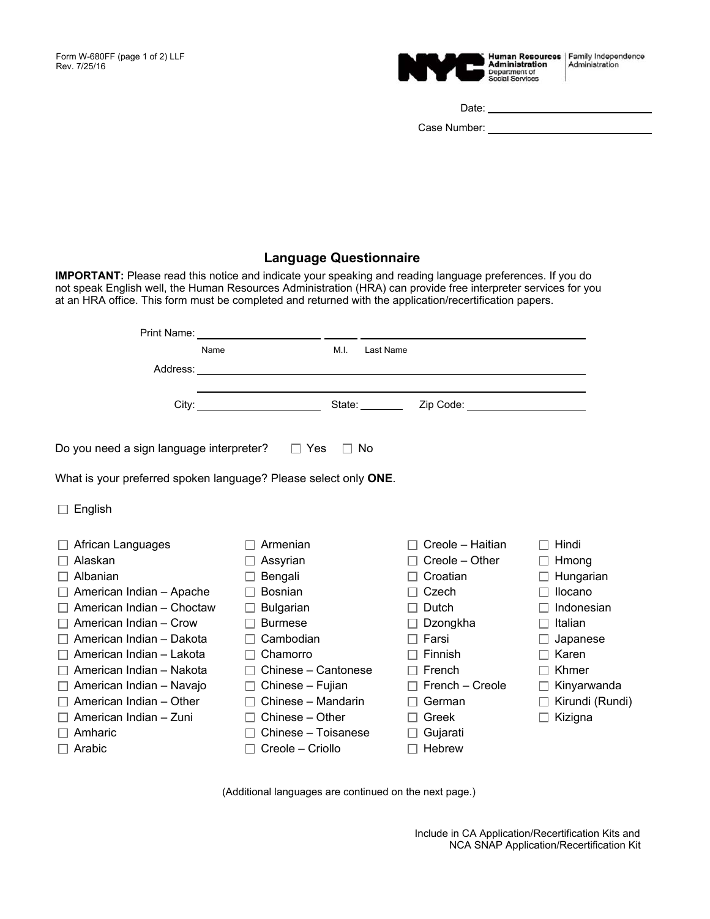Form W-680FF (page 1 of 2) LLF
Rev. 7/25/16

NYC Human Resources Administration, Department of Social Services | Family Independence Administration

Date: ____________________

Case Number: ____________________

## Language Questionnaire

**IMPORTANT:** Please read this notice and indicate your speaking and reading language preferences. If you do not speak English well, the Human Resources Administration (HRA) can provide free interpreter services for you at an HRA office. This form must be completed and returned with the application/recertification papers.

Print Name: ____________________ ______ ____________________
Name M.I. Last Name

Address: ________________________________________

________________________________________

City: ____________________ State: ________ Zip Code: ____________________

Do you need a sign language interpreter? ☐ Yes ☐ No

What is your preferred spoken language? Please select only **ONE**.

☐ English

☐ African Languages
☐ Alaskan
☐ Albanian
☐ American Indian – Apache
☐ American Indian – Choctaw
☐ American Indian – Crow
☐ American Indian – Dakota
☐ American Indian – Lakota
☐ American Indian – Nakota
☐ American Indian – Navajo
☐ American Indian – Other
☐ American Indian – Zuni
☐ Amharic
☐ Arabic
☐ Armenian
☐ Assyrian
☐ Bengali
☐ Bosnian
☐ Bulgarian
☐ Burmese
☐ Cambodian
☐ Chamorro
☐ Chinese – Cantonese
☐ Chinese – Fujian
☐ Chinese – Mandarin
☐ Chinese – Other
☐ Chinese – Toisanese
☐ Creole – Criollo
☐ Creole – Haitian
☐ Creole – Other
☐ Croatian
☐ Czech
☐ Dutch
☐ Dzongkha
☐ Farsi
☐ Finnish
☐ French
☐ French – Creole
☐ German
☐ Greek
☐ Gujarati
☐ Hebrew
☐ Hindi
☐ Hmong
☐ Hungarian
☐ Ilocano
☐ Indonesian
☐ Italian
☐ Japanese
☐ Karen
☐ Khmer
☐ Kinyarwanda
☐ Kirundi (Rundi)
☐ Kizigna

(Additional languages are continued on the next page.)

Include in CA Application/Recertification Kits and
NCA SNAP Application/Recertification Kit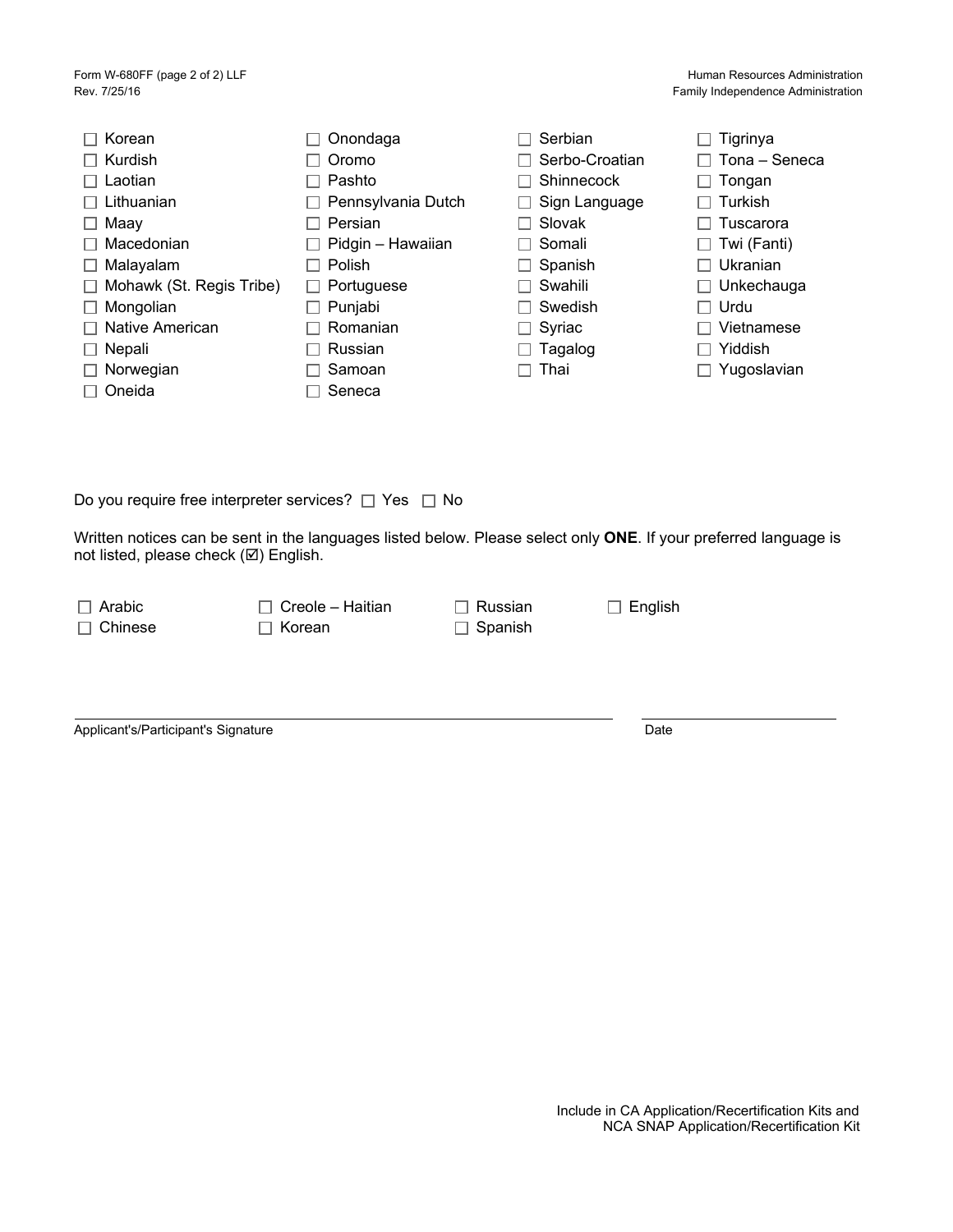- ☐ Korean
- ☐ Kurdish
- ☐ Laotian
- ☐ Lithuanian
- ☐ Maay
- ☐ Macedonian
- ☐ Malayalam
- ☐ Mohawk (St. Regis Tribe)
- ☐ Mongolian
- ☐ Native American
- ☐ Nepali
- ☐ Norwegian
- ☐ Oneida
- ☐ Onondaga
- ☐ Oromo
- ☐ Pashto
- ☐ Pennsylvania Dutch
- ☐ Persian
- ☐ Pidgin – Hawaiian
- ☐ Polish
- ☐ Portuguese
- ☐ Punjabi
- ☐ Romanian
- ☐ Russian
- ☐ Samoan
- ☐ Seneca
- ☐ Serbian
- ☐ Serbo-Croatian
- ☐ Shinnecock
- ☐ Sign Language
- ☐ Slovak
- ☐ Somali
- ☐ Spanish
- ☐ Swahili
- ☐ Swedish
- ☐ Syriac
- ☐ Tagalog
- ☐ Thai
- ☐ Tigrinya
- ☐ Tona – Seneca
- ☐ Tongan
- ☐ Turkish
- ☐ Tuscarora
- ☐ Twi (Fanti)
- ☐ Ukranian
- ☐ Unkechauga
- ☐ Urdu
- ☐ Vietnamese
- ☐ Yiddish
- ☐ Yugoslavian

Do you require free interpreter services? ☐ Yes ☐ No

Written notices can be sent in the languages listed below. Please select only **ONE**. If your preferred language is not listed, please check (☑) English.

- ☐ Arabic
- ☐ Chinese
- ☐ Creole – Haitian
- ☐ Korean
- ☐ Russian
- ☐ Spanish
- ☐ English

Applicant's/Participant's Signature ____________________ Date ____________

Include in CA Application/Recertification Kits and NCA SNAP Application/Recertification Kit